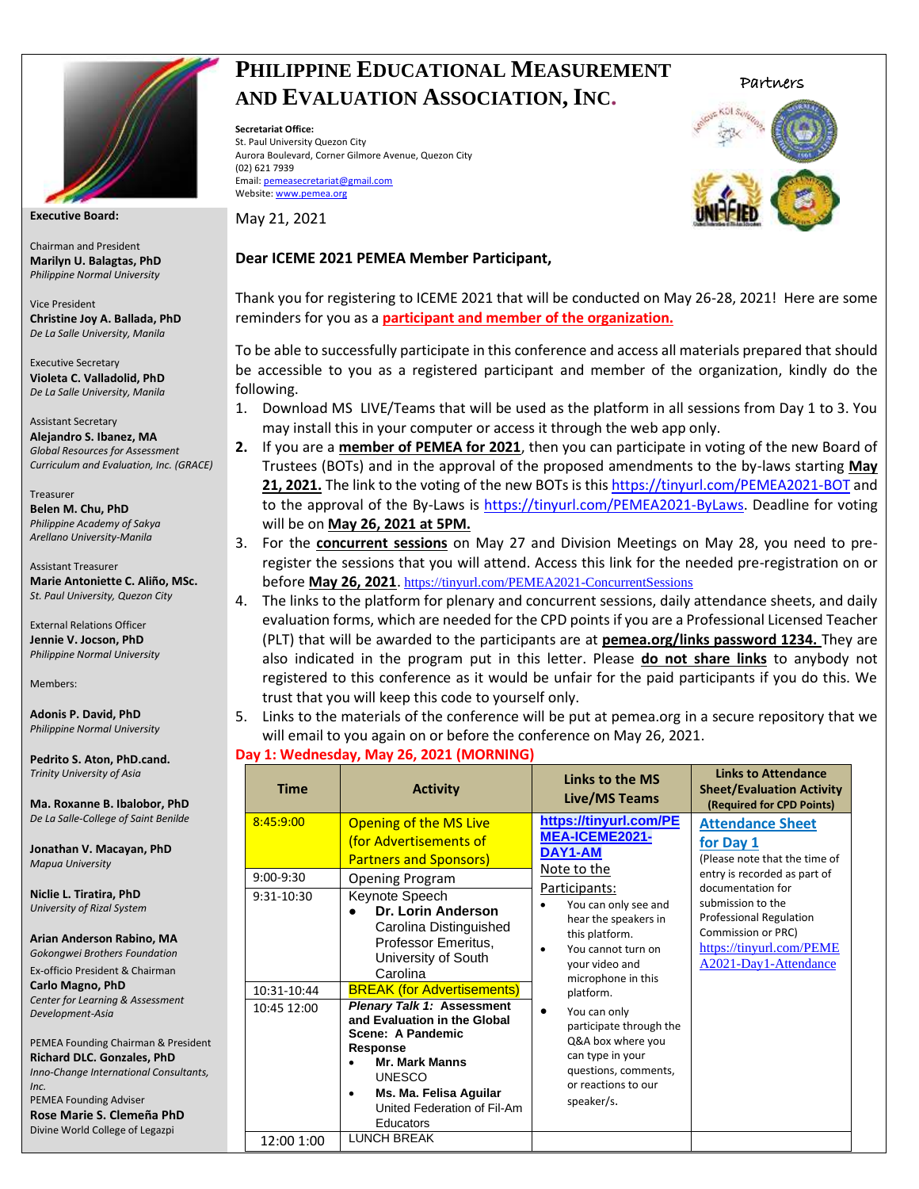# PHILIPPINE EDUCATIONAL MEASUREMENT AND EVALUATION ASSOCIATION, INC.

**Secretariat Office:**
St. Paul University Quezon City
Aurora Boulevard, Corner Gilmore Avenue, Quezon City
(02) 621 7939
Email: pemeasecretariat@gmail.com
Website: www.pemea.org

Partners

**Executive Board:**

Chairman and President
**Marilyn U. Balagtas, PhD**
*Philippine Normal University*

Vice President
**Christine Joy A. Ballada, PhD**
*De La Salle University, Manila*

Executive Secretary
**Violeta C. Valladolid, PhD**
*De La Salle University, Manila*

Assistant Secretary
**Alejandro S. Ibanez, MA**
*Global Resources for Assessment Curriculum and Evaluation, Inc. (GRACE)*

Treasurer
**Belen M. Chu, PhD**
*Philippine Academy of Sakya Arellano University-Manila*

Assistant Treasurer
**Marie Antoniette C. Aliño, MSc.**
*St. Paul University, Quezon City*

External Relations Officer
**Jennie V. Jocson, PhD**
*Philippine Normal University*

Members:

**Adonis P. David, PhD**
*Philippine Normal University*

**Pedrito S. Aton, PhD.cand.**
*Trinity University of Asia*

**Ma. Roxanne B. Ibalobor, PhD**
*De La Salle-College of Saint Benilde*

**Jonathan V. Macayan, PhD**
*Mapua University*

**Niclie L. Tiratira, PhD**
*University of Rizal System*

**Arian Anderson Rabino, MA**
*Gokongwei Brothers Foundation*

Ex-officio President & Chairman
**Carlo Magno, PhD**
*Center for Learning & Assessment Development-Asia*

PEMEA Founding Chairman & President
**Richard DLC. Gonzales, PhD**
*Inno-Change International Consultants, Inc.*

PEMEA Founding Adviser
**Rose Marie S. Clemeña PhD**
Divine World College of Legazpi

May 21, 2021

**Dear ICEME 2021 PEMEA Member Participant,**

Thank you for registering to ICEME 2021 that will be conducted on May 26-28, 2021! Here are some reminders for you as a **participant and member of the organization.**

To be able to successfully participate in this conference and access all materials prepared that should be accessible to you as a registered participant and member of the organization, kindly do the following.

1. Download MS LIVE/Teams that will be used as the platform in all sessions from Day 1 to 3. You may install this in your computer or access it through the web app only.
2. If you are a **member of PEMEA for 2021**, then you can participate in voting of the new Board of Trustees (BOTs) and in the approval of the proposed amendments to the by-laws starting **May 21, 2021.** The link to the voting of the new BOTs is this https://tinyurl.com/PEMEA2021-BOT and to the approval of the By-Laws is https://tinyurl.com/PEMEA2021-ByLaws. Deadline for voting will be on **May 26, 2021 at 5PM.**
3. For the **concurrent sessions** on May 27 and Division Meetings on May 28, you need to pre-register the sessions that you will attend. Access this link for the needed pre-registration on or before **May 26, 2021**. https://tinyurl.com/PEMEA2021-ConcurrentSessions
4. The links to the platform for plenary and concurrent sessions, daily attendance sheets, and daily evaluation forms, which are needed for the CPD points if you are a Professional Licensed Teacher (PLT) that will be awarded to the participants are at **pemea.org/links password 1234.** They are also indicated in the program put in this letter. Please **do not share links** to anybody not registered to this conference as it would be unfair for the paid participants if you do this. We trust that you will keep this code to yourself only.
5. Links to the materials of the conference will be put at pemea.org in a secure repository that we will email to you again on or before the conference on May 26, 2021.

**Day 1: Wednesday, May 26, 2021 (MORNING)**

| Time | Activity | Links to the MS Live/MS Teams | Links to Attendance Sheet/Evaluation Activity (Required for CPD Points) |
|---|---|---|---|
| 8:45:9:00 | Opening of the MS Live (for Advertisements of Partners and Sponsors) | **https://tinyurl.com/PEMEA-ICEME2021-DAY1-AM**<br>Note to the Participants:<br>• You can only see and hear the speakers in this platform.<br>• You cannot turn on your video and microphone in this platform.<br>• You can only participate through the Q&A box where you can type in your questions, comments, or reactions to our speaker/s. | **Attendance Sheet for Day 1**<br>(Please note that the time of entry is recorded as part of documentation for submission to the Professional Regulation Commission or PRC)<br>https://tinyurl.com/PEMEA2021-Day1-Attendance |
| 9:00-9:30 | Opening Program | | |
| 9:31-10:30 | Keynote Speech<br>• **Dr. Lorin Anderson** Carolina Distinguished Professor Emeritus, University of South Carolina | | |
| 10:31-10:44 | BREAK (for Advertisements) | | |
| 10:45 12:00 | ***Plenary Talk 1:* Assessment and Evaluation in the Global Scene: A Pandemic Response**<br>• **Mr. Mark Manns** UNESCO<br>• **Ms. Ma. Felisa Aguilar** United Federation of Fil-Am Educators | | |
| 12:00 1:00 | LUNCH BREAK | | |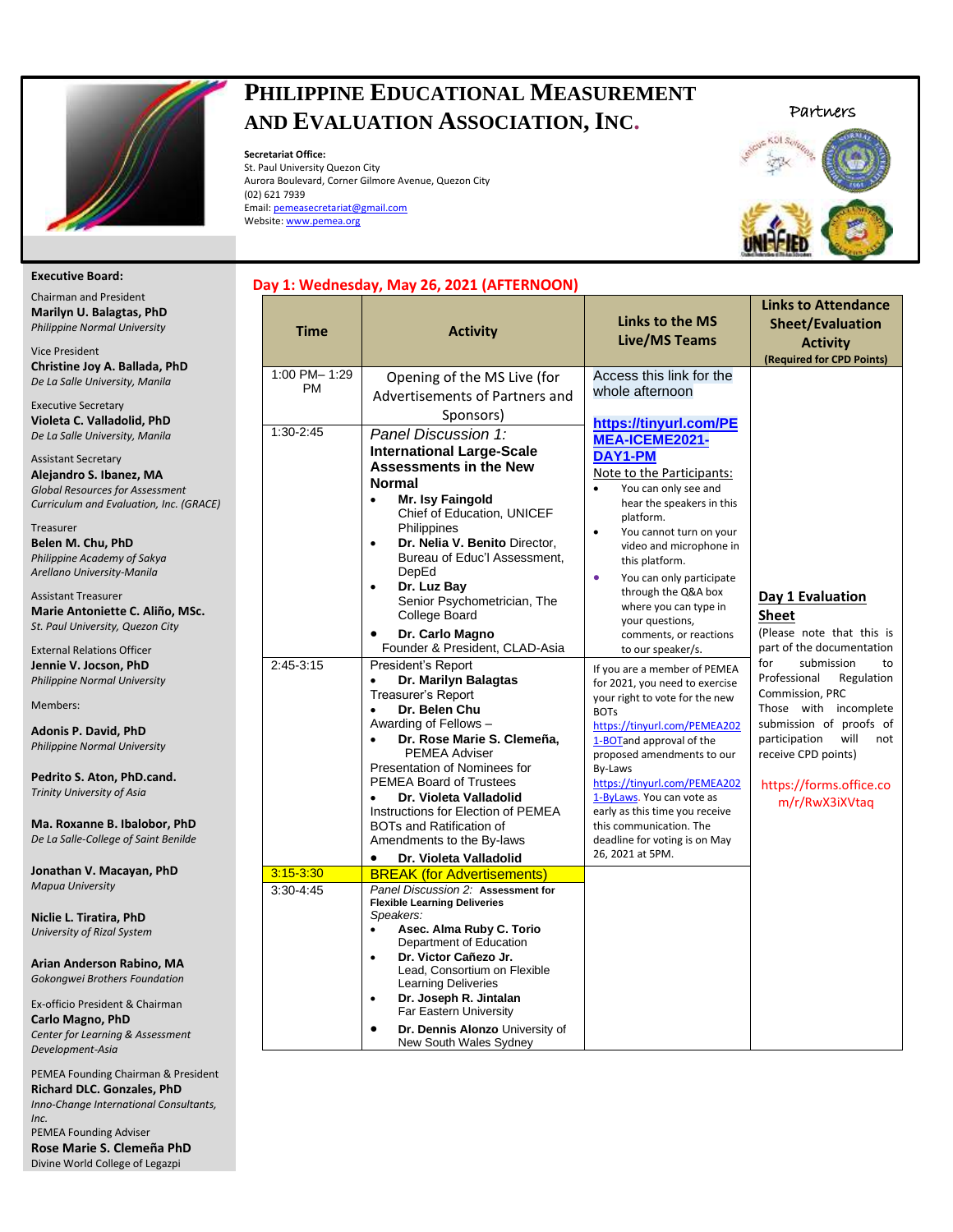# PHILIPPINE EDUCATIONAL MEASUREMENT AND EVALUATION ASSOCIATION, INC.

**Secretariat Office:**
St. Paul University Quezon City
Aurora Boulevard, Corner Gilmore Avenue, Quezon City
(02) 621 7939
Email: pemeasecretariat@gmail.com
Website: www.pemea.org

Partners

**Executive Board:**

Chairman and President
**Marilyn U. Balagtas, PhD**
*Philippine Normal University*

Vice President
**Christine Joy A. Ballada, PhD**
*De La Salle University, Manila*

Executive Secretary
**Violeta C. Valladolid, PhD**
*De La Salle University, Manila*

Assistant Secretary
**Alejandro S. Ibanez, MA**
*Global Resources for Assessment Curriculum and Evaluation, Inc. (GRACE)*

Treasurer
**Belen M. Chu, PhD**
*Philippine Academy of Sakya Arellano University-Manila*

Assistant Treasurer
**Marie Antoniette C. Aliño, MSc.**
*St. Paul University, Quezon City*

External Relations Officer
**Jennie V. Jocson, PhD**
*Philippine Normal University*

Members:

**Adonis P. David, PhD**
*Philippine Normal University*

**Pedrito S. Aton, PhD.cand.**
*Trinity University of Asia*

**Ma. Roxanne B. Ibalobor, PhD**
*De La Salle-College of Saint Benilde*

**Jonathan V. Macayan, PhD**
*Mapua University*

**Niclie L. Tiratira, PhD**
*University of Rizal System*

**Arian Anderson Rabino, MA**
*Gokongwei Brothers Foundation*

Ex-officio President & Chairman
**Carlo Magno, PhD**
*Center for Learning & Assessment Development-Asia*

PEMEA Founding Chairman & President
**Richard DLC. Gonzales, PhD**
*Inno-Change International Consultants, Inc.*

PEMEA Founding Adviser
**Rose Marie S. Clemeña PhD**
Divine World College of Legazpi

## Day 1: Wednesday, May 26, 2021 (AFTERNOON)

| Time | Activity | Links to the MS Live/MS Teams | Links to Attendance Sheet/Evaluation Activity (Required for CPD Points) |
|---|---|---|---|
| 1:00 PM– 1:29 PM | Opening of the MS Live (for Advertisements of Partners and Sponsors) | Access this link for the whole afternoon<br>**https://tinyurl.com/PEMEA-ICEME2021-DAY1-PM**<br>Note to the Participants:<br>• You can only see and hear the speakers in this platform.<br>• You cannot turn on your video and microphone in this platform.<br>• You can only participate through the Q&A box where you can type in your questions, comments, or reactions to our speaker/s. | **Day 1 Evaluation Sheet**<br>(Please note that this is part of the documentation for submission to Professional Regulation Commission, PRC Those with incomplete submission of proofs of participation will not receive CPD points)<br>https://forms.office.com/r/RwX3iXVtaq |
| 1:30-2:45 | *Panel Discussion 1:* **International Large-Scale Assessments in the New Normal**<br>• **Mr. Isy Faingold** Chief of Education, UNICEF Philippines<br>• **Dr. Nelia V. Benito** Director, Bureau of Educ'l Assessment, DepEd<br>• **Dr. Luz Bay** Senior Psychometrician, The College Board<br>• **Dr. Carlo Magno** Founder & President, CLAD-Asia | | |
| 2:45-3:15 | President's Report<br>• **Dr. Marilyn Balagtas**<br>Treasurer's Report<br>• **Dr. Belen Chu**<br>Awarding of Fellows –<br>• **Dr. Rose Marie S. Clemeña,** PEMEA Adviser<br>Presentation of Nominees for PEMEA Board of Trustees<br>• **Dr. Violeta Valladolid**<br>Instructions for Election of PEMEA BOTs and Ratification of Amendments to the By-laws<br>• **Dr. Violeta Valladolid** | If you are a member of PEMEA for 2021, you need to exercise your right to vote for the new BOTs https://tinyurl.com/PEMEA2021-BOTand approval of the proposed amendments to our By-Laws https://tinyurl.com/PEMEA2021-ByLaws. You can vote as early as this time you receive this communication. The deadline for voting is on May 26, 2021 at 5PM. | |
| 3:15-3:30 | BREAK (for Advertisements) | | |
| 3:30-4:45 | *Panel Discussion 2:* **Assessment for Flexible Learning Deliveries**<br>*Speakers:*<br>• **Asec. Alma Ruby C. Torio** Department of Education<br>• **Dr. Victor Cañezo Jr.** Lead, Consortium on Flexible Learning Deliveries<br>• **Dr. Joseph R. Jintalan** Far Eastern University<br>• **Dr. Dennis Alonzo** University of New South Wales Sydney | | |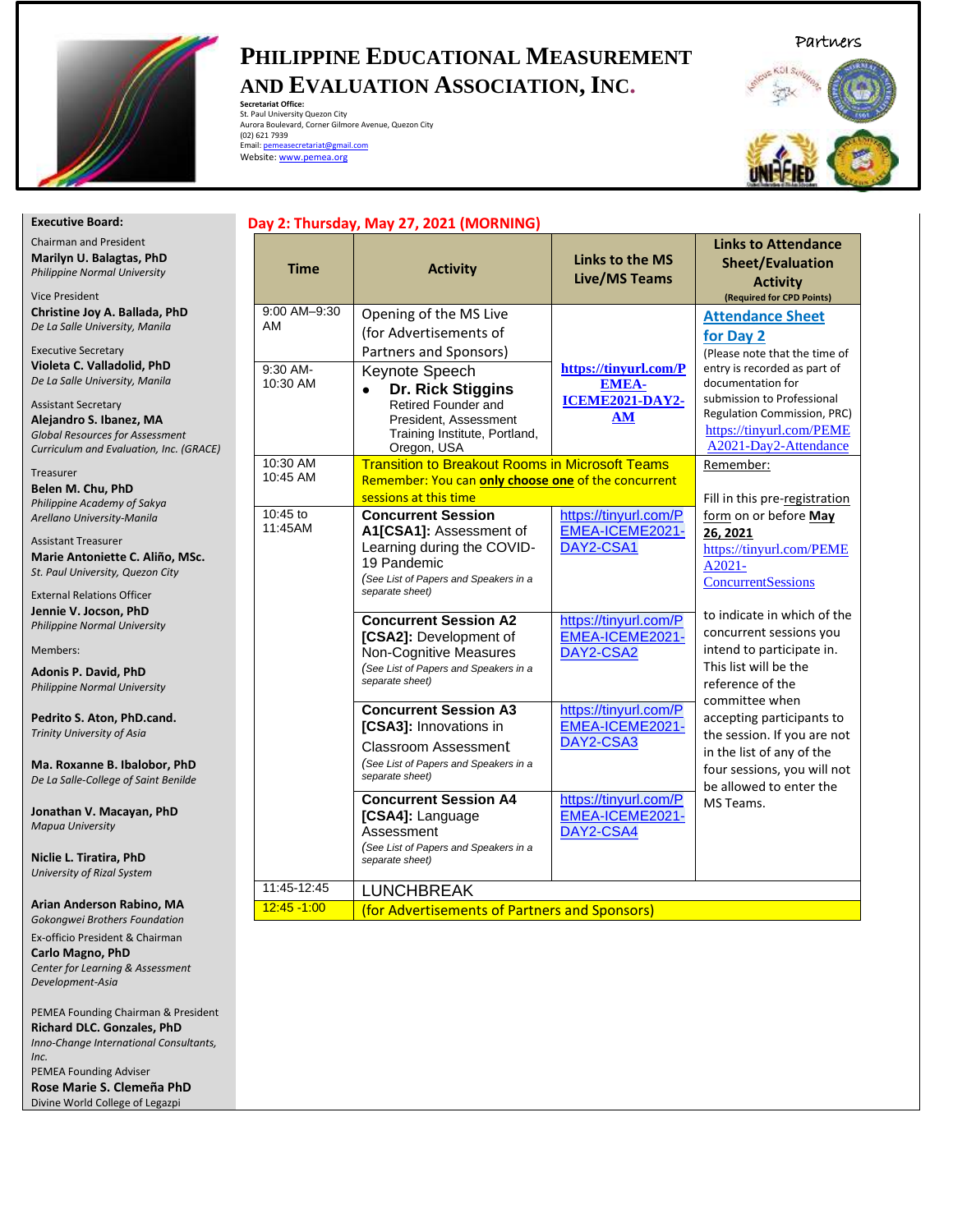# Philippine Educational Measurement and Evaluation Association, Inc.

**Secretariat Office:**
St. Paul University Quezon City
Aurora Boulevard, Corner Gilmore Avenue, Quezon City
(02) 621 7939
Email: pemeasecretariat@gmail.com
Website: www.pemea.org

Partners

**Executive Board:**

Chairman and President
**Marilyn U. Balagtas, PhD**
*Philippine Normal University*

Vice President
**Christine Joy A. Ballada, PhD**
*De La Salle University, Manila*

Executive Secretary
**Violeta C. Valladolid, PhD**
*De La Salle University, Manila*

Assistant Secretary
**Alejandro S. Ibanez, MA**
*Global Resources for Assessment Curriculum and Evaluation, Inc. (GRACE)*

Treasurer
**Belen M. Chu, PhD**
*Philippine Academy of Sakya Arellano University-Manila*

Assistant Treasurer
**Marie Antoniette C. Aliño, MSc.**
*St. Paul University, Quezon City*

External Relations Officer
**Jennie V. Jocson, PhD**
*Philippine Normal University*

Members:

**Adonis P. David, PhD**
*Philippine Normal University*

**Pedrito S. Aton, PhD.cand.**
*Trinity University of Asia*

**Ma. Roxanne B. Ibalobor, PhD**
*De La Salle-College of Saint Benilde*

**Jonathan V. Macayan, PhD**
*Mapua University*

**Niclie L. Tiratira, PhD**
*University of Rizal System*

**Arian Anderson Rabino, MA**
*Gokongwei Brothers Foundation*

Ex-officio President & Chairman
**Carlo Magno, PhD**
*Center for Learning & Assessment Development-Asia*

PEMEA Founding Chairman & President
**Richard DLC. Gonzales, PhD**
*Inno-Change International Consultants, Inc.*

PEMEA Founding Adviser
**Rose Marie S. Clemeña PhD**
Divine World College of Legazpi

## Day 2: Thursday, May 27, 2021 (MORNING)

| Time | Activity | Links to the MS Live/MS Teams | Links to Attendance Sheet/Evaluation Activity (Required for CPD Points) |
|---|---|---|---|
| 9:00 AM–9:30 AM | Opening of the MS Live (for Advertisements of Partners and Sponsors) | | **Attendance Sheet for Day 2** (Please note that the time of entry is recorded as part of documentation for submission to Professional Regulation Commission, PRC) https://tinyurl.com/PEMEA2021-Day2-Attendance |
| 9:30 AM-10:30 AM | Keynote Speech<br>• **Dr. Rick Stiggins** Retired Founder and President, Assessment Training Institute, Portland, Oregon, USA | **https://tinyurl.com/PEMEA-ICEME2021-DAY2-AM** | |
| 10:30 AM 10:45 AM | Transition to Breakout Rooms in Microsoft Teams<br>Remember: You can **only choose one** of the concurrent sessions at this time | | Remember:<br>Fill in this pre-registration form on or before **May 26, 2021** https://tinyurl.com/PEMEA2021-ConcurrentSessions to indicate in which of the concurrent sessions you intend to participate in. This list will be the reference of the committee when accepting participants to the session. If you are not in the list of any of the four sessions, you will not be allowed to enter the MS Teams. |
| 10:45 to 11:45AM | **Concurrent Session A1[CSA1]:** Assessment of Learning during the COVID-19 Pandemic<br>*(See List of Papers and Speakers in a separate sheet)* | https://tinyurl.com/PEMEA-ICEME2021-DAY2-CSA1 | |
| | **Concurrent Session A2 [CSA2]:** Development of Non-Cognitive Measures<br>*(See List of Papers and Speakers in a separate sheet)* | https://tinyurl.com/PEMEA-ICEME2021-DAY2-CSA2 | |
| | **Concurrent Session A3 [CSA3]:** Innovations in Classroom Assessment<br>*(See List of Papers and Speakers in a separate sheet)* | https://tinyurl.com/PEMEA-ICEME2021-DAY2-CSA3 | |
| | **Concurrent Session A4 [CSA4]:** Language Assessment<br>*(See List of Papers and Speakers in a separate sheet)* | https://tinyurl.com/PEMEA-ICEME2021-DAY2-CSA4 | |
| 11:45-12:45 | LUNCHBREAK | | |
| 12:45 -1:00 | (for Advertisements of Partners and Sponsors) | | |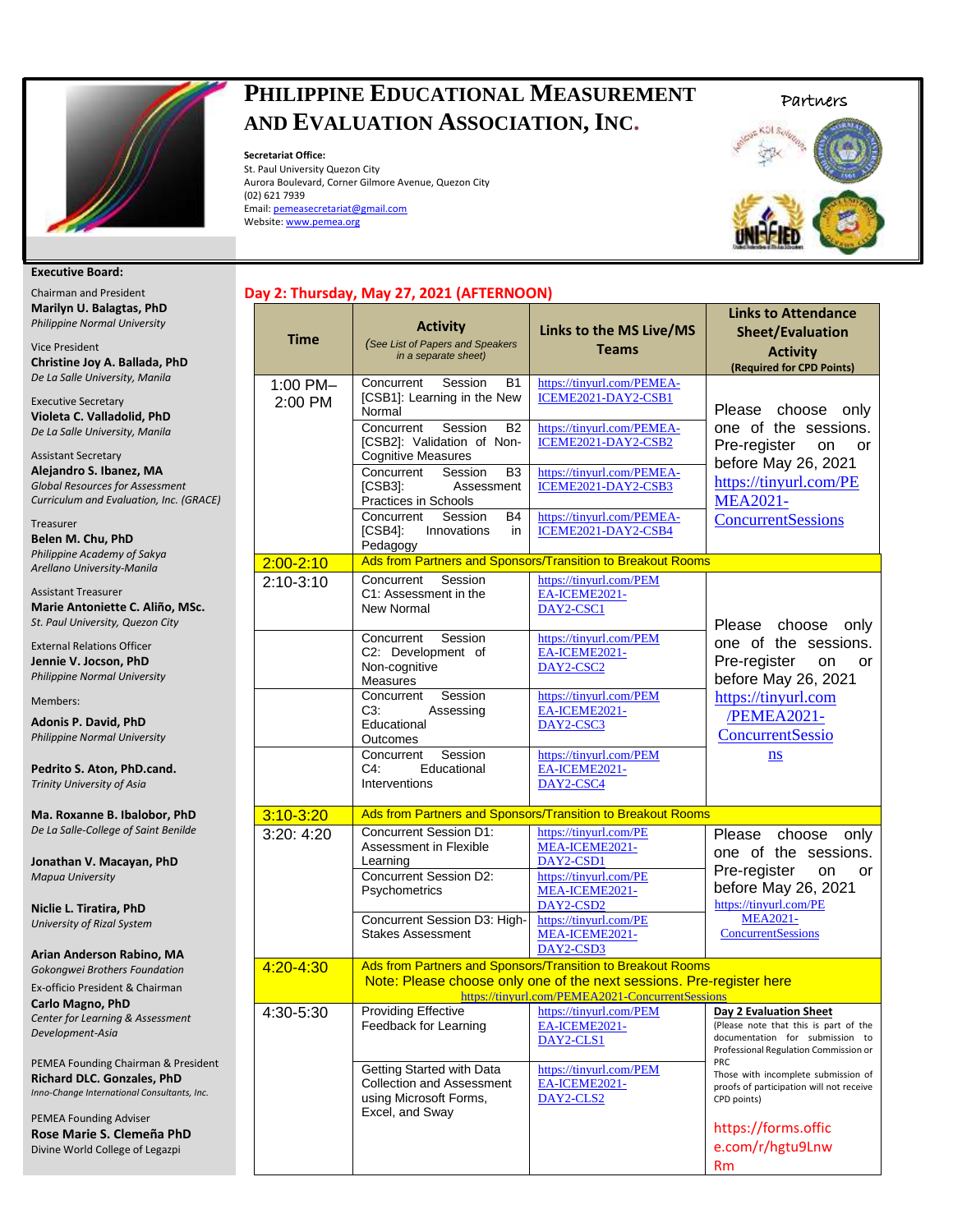# PHILIPPINE EDUCATIONAL MEASUREMENT AND EVALUATION ASSOCIATION, INC.

**Secretariat Office:**
St. Paul University Quezon City
Aurora Boulevard, Corner Gilmore Avenue, Quezon City
(02) 621 7939
Email: pemeasecretariat@gmail.com
Website: www.pemea.org

Partners

**Executive Board:**

Chairman and President
**Marilyn U. Balagtas, PhD**
*Philippine Normal University*

Vice President
**Christine Joy A. Ballada, PhD**
*De La Salle University, Manila*

Executive Secretary
**Violeta C. Valladolid, PhD**
*De La Salle University, Manila*

Assistant Secretary
**Alejandro S. Ibanez, MA**
*Global Resources for Assessment Curriculum and Evaluation, Inc. (GRACE)*

Treasurer
**Belen M. Chu, PhD**
*Philippine Academy of Sakya Arellano University-Manila*

Assistant Treasurer
**Marie Antoniette C. Aliño, MSc.**
*St. Paul University, Quezon City*

External Relations Officer
**Jennie V. Jocson, PhD**
*Philippine Normal University*

Members:

**Adonis P. David, PhD**
*Philippine Normal University*

**Pedrito S. Aton, PhD.cand.**
*Trinity University of Asia*

**Ma. Roxanne B. Ibalobor, PhD**
*De La Salle-College of Saint Benilde*

**Jonathan V. Macayan, PhD**
*Mapua University*

**Niclie L. Tiratira, PhD**
*University of Rizal System*

**Arian Anderson Rabino, MA**
*Gokongwei Brothers Foundation*

Ex-officio President & Chairman
**Carlo Magno, PhD**
*Center for Learning & Assessment Development-Asia*

PEMEA Founding Chairman & President
**Richard DLC. Gonzales, PhD**
*Inno-Change International Consultants, Inc.*

PEMEA Founding Adviser
**Rose Marie S. Clemeña PhD**
Divine World College of Legazpi

## Day 2: Thursday, May 27, 2021 (AFTERNOON)

| Time | Activity (*See List of Papers and Speakers in a separate sheet*) | Links to the MS Live/MS Teams | Links to Attendance Sheet/Evaluation Activity (Required for CPD Points) |
|---|---|---|---|
| 1:00 PM–2:00 PM | Concurrent Session B1 [CSB1]: Learning in the New Normal | https://tinyurl.com/PEMEA-ICEME2021-DAY2-CSB1 | Please choose only one of the sessions. Pre-register on or before May 26, 2021 https://tinyurl.com/PEMEA2021-ConcurrentSessions |
| | Concurrent Session B2 [CSB2]: Validation of Non-Cognitive Measures | https://tinyurl.com/PEMEA-ICEME2021-DAY2-CSB2 | |
| | Concurrent Session B3 [CSB3]: Assessment Practices in Schools | https://tinyurl.com/PEMEA-ICEME2021-DAY2-CSB3 | |
| | Concurrent Session B4 [CSB4]: Innovations in Pedagogy | https://tinyurl.com/PEMEA-ICEME2021-DAY2-CSB4 | |
| 2:00-2:10 | Ads from Partners and Sponsors/Transition to Breakout Rooms | | |
| 2:10-3:10 | Concurrent Session C1: Assessment in the New Normal | https://tinyurl.com/PEMEA-ICEME2021-DAY2-CSC1 | Please choose only one of the sessions. Pre-register on or before May 26, 2021 https://tinyurl.com/PEMEA2021-ConcurrentSessions |
| | Concurrent Session C2: Development of Non-cognitive Measures | https://tinyurl.com/PEMEA-ICEME2021-DAY2-CSC2 | |
| | Concurrent Session C3: Assessing Educational Outcomes | https://tinyurl.com/PEMEA-ICEME2021-DAY2-CSC3 | |
| | Concurrent Session C4: Educational Interventions | https://tinyurl.com/PEMEA-ICEME2021-DAY2-CSC4 | |
| 3:10-3:20 | Ads from Partners and Sponsors/Transition to Breakout Rooms | | |
| 3:20: 4:20 | Concurrent Session D1: Assessment in Flexible Learning | https://tinyurl.com/PEMEA-ICEME2021-DAY2-CSD1 | Please choose only one of the sessions. Pre-register on or before May 26, 2021 https://tinyurl.com/PEMEA2021-ConcurrentSessions |
| | Concurrent Session D2: Psychometrics | https://tinyurl.com/PEMEA-ICEME2021-DAY2-CSD2 | |
| | Concurrent Session D3: High-Stakes Assessment | https://tinyurl.com/PEMEA-ICEME2021-DAY2-CSD3 | |
| 4:20-4:30 | Ads from Partners and Sponsors/Transition to Breakout Rooms<br>Note: Please choose only one of the next sessions. Pre-register here https://tinyurl.com/PEMEA2021-ConcurrentSessions | | |
| 4:30-5:30 | Providing Effective Feedback for Learning | https://tinyurl.com/PEMEA-ICEME2021-DAY2-CLS1 | **Day 2 Evaluation Sheet** (Please note that this is part of the documentation for submission to Professional Regulation Commission or PRC. Those with incomplete submission of proofs of participation will not receive CPD points) https://forms.office.com/r/hgtu9LnwRm |
| | Getting Started with Data Collection and Assessment using Microsoft Forms, Excel, and Sway | https://tinyurl.com/PEMEA-ICEME2021-DAY2-CLS2 | |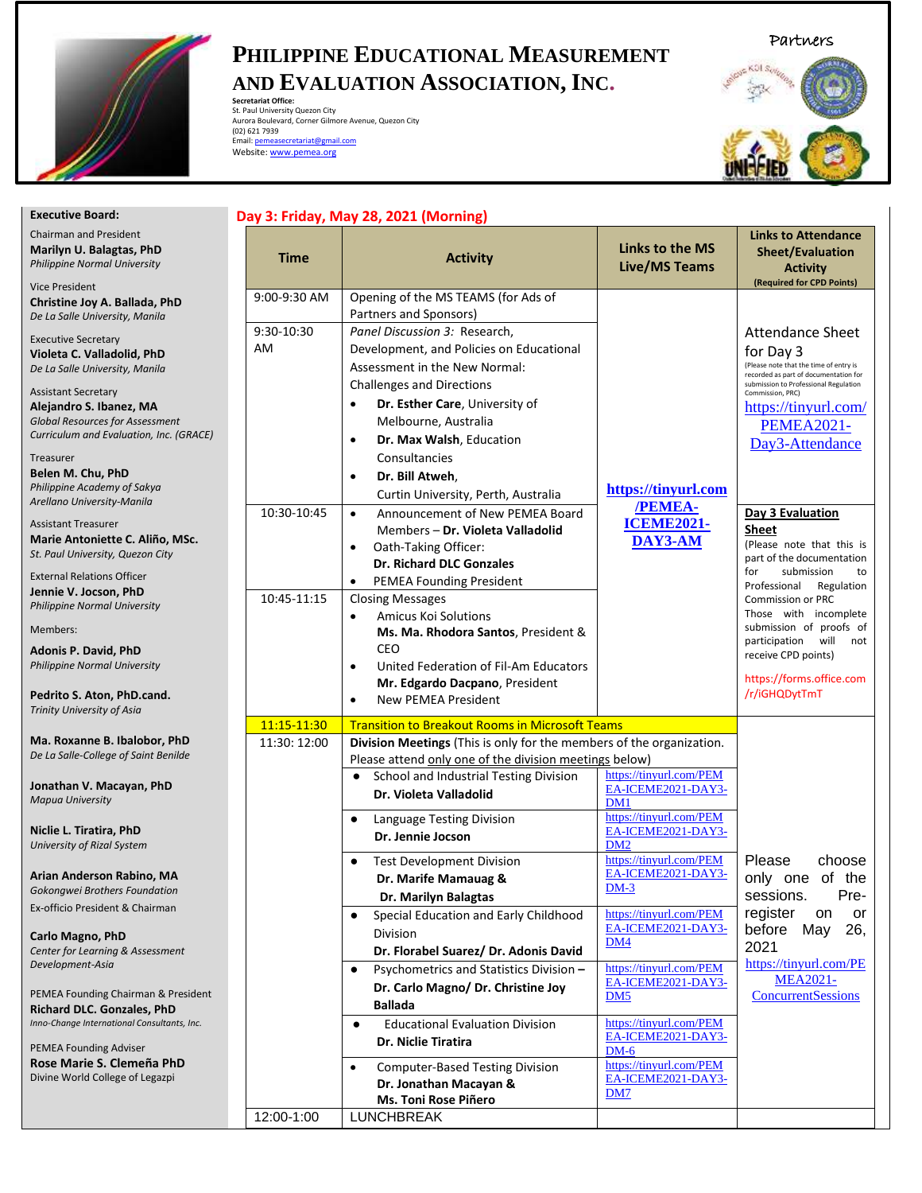# PHILIPPINE EDUCATIONAL MEASUREMENT AND EVALUATION ASSOCIATION, INC.

**Secretariat Office:**
St. Paul University Quezon City
Aurora Boulevard, Corner Gilmore Avenue, Quezon City
(02) 621 7939
Email: pemeasecretariat@gmail.com
Website: www.pemea.org

Partners

**Executive Board:**

Chairman and President
**Marilyn U. Balagtas, PhD**
*Philippine Normal University*

Vice President
**Christine Joy A. Ballada, PhD**
*De La Salle University, Manila*

Executive Secretary
**Violeta C. Valladolid, PhD**
*De La Salle University, Manila*

Assistant Secretary
**Alejandro S. Ibanez, MA**
*Global Resources for Assessment Curriculum and Evaluation, Inc. (GRACE)*

Treasurer
**Belen M. Chu, PhD**
*Philippine Academy of Sakya Arellano University-Manila*

Assistant Treasurer
**Marie Antoniette C. Aliño, MSc.**
*St. Paul University, Quezon City*

External Relations Officer
**Jennie V. Jocson, PhD**
*Philippine Normal University*

Members:

**Adonis P. David, PhD**
*Philippine Normal University*

**Pedrito S. Aton, PhD.cand.**
*Trinity University of Asia*

**Ma. Roxanne B. Ibalobor, PhD**
*De La Salle-College of Saint Benilde*

**Jonathan V. Macayan, PhD**
*Mapua University*

**Niclie L. Tiratira, PhD**
*University of Rizal System*

**Arian Anderson Rabino, MA**
*Gokongwei Brothers Foundation*
Ex-officio President & Chairman

**Carlo Magno, PhD**
*Center for Learning & Assessment Development-Asia*

PEMEA Founding Chairman & President
**Richard DLC. Gonzales, PhD**
*Inno-Change International Consultants, Inc.*

PEMEA Founding Adviser
**Rose Marie S. Clemeña PhD**
Divine World College of Legazpi

## Day 3: Friday, May 28, 2021 (Morning)

| Time | Activity | Links to the MS Live/MS Teams | Links to Attendance Sheet/Evaluation Activity (Required for CPD Points) |
|---|---|---|---|
| 9:00-9:30 AM | Opening of the MS TEAMS (for Ads of Partners and Sponsors) | https://tinyurl.com/PEMEA-ICEME2021-DAY3-AM | Attendance Sheet for Day 3 (Please note that the time of entry is recorded as part of documentation for submission to Professional Regulation Commission, PRC) https://tinyurl.com/PEMEA2021-Day3-Attendance |
| 9:30-10:30 AM | *Panel Discussion 3:* Research, Development, and Policies on Educational Assessment in the New Normal: Challenges and Directions<br>• **Dr. Esther Care**, University of Melbourne, Australia<br>• **Dr. Max Walsh**, Education Consultancies<br>• **Dr. Bill Atweh**, Curtin University, Perth, Australia | | |
| 10:30-10:45 | • Announcement of New PEMEA Board Members – **Dr. Violeta Valladolid**<br>• Oath-Taking Officer: **Dr. Richard DLC Gonzales**<br>• PEMEA Founding President | | **Day 3 Evaluation Sheet** (Please note that this is part of the documentation for submission to Professional Regulation Commission or PRC Those with incomplete submission of proofs of participation will not receive CPD points) https://forms.office.com/r/iGHQDytTmT |
| 10:45-11:15 | Closing Messages<br>• Amicus Koi Solutions **Ms. Ma. Rhodora Santos**, President & CEO<br>• United Federation of Fil-Am Educators **Mr. Edgardo Dacpano**, President<br>• New PEMEA President | | |
| 11:15-11:30 | Transition to Breakout Rooms in Microsoft Teams | | |
| 11:30: 12:00 | **Division Meetings** (This is only for the members of the organization. Please attend only one of the division meetings below) | | Please choose only one of the sessions. Pre-register on or before May 26, 2021 https://tinyurl.com/PEMEA2021-ConcurrentSessions |
| | • School and Industrial Testing Division **Dr. Violeta Valladolid** | https://tinyurl.com/PEMEA-ICEME2021-DAY3-DM1 | |
| | • Language Testing Division **Dr. Jennie Jocson** | https://tinyurl.com/PEMEA-ICEME2021-DAY3-DM2 | |
| | • Test Development Division **Dr. Marife Mamauag & Dr. Marilyn Balagtas** | https://tinyurl.com/PEMEA-ICEME2021-DAY3-DM-3 | |
| | • Special Education and Early Childhood Division **Dr. Florabel Suarez/ Dr. Adonis David** | https://tinyurl.com/PEMEA-ICEME2021-DAY3-DM4 | |
| | • Psychometrics and Statistics Division – **Dr. Carlo Magno/ Dr. Christine Joy Ballada** | https://tinyurl.com/PEMEA-ICEME2021-DAY3-DM5 | |
| | • Educational Evaluation Division **Dr. Niclie Tiratira** | https://tinyurl.com/PEMEA-ICEME2021-DAY3-DM-6 | |
| | • Computer-Based Testing Division **Dr. Jonathan Macayan & Ms. Toni Rose Piñero** | https://tinyurl.com/PEMEA-ICEME2021-DAY3-DM7 | |
| 12:00-1:00 | LUNCHBREAK | | |